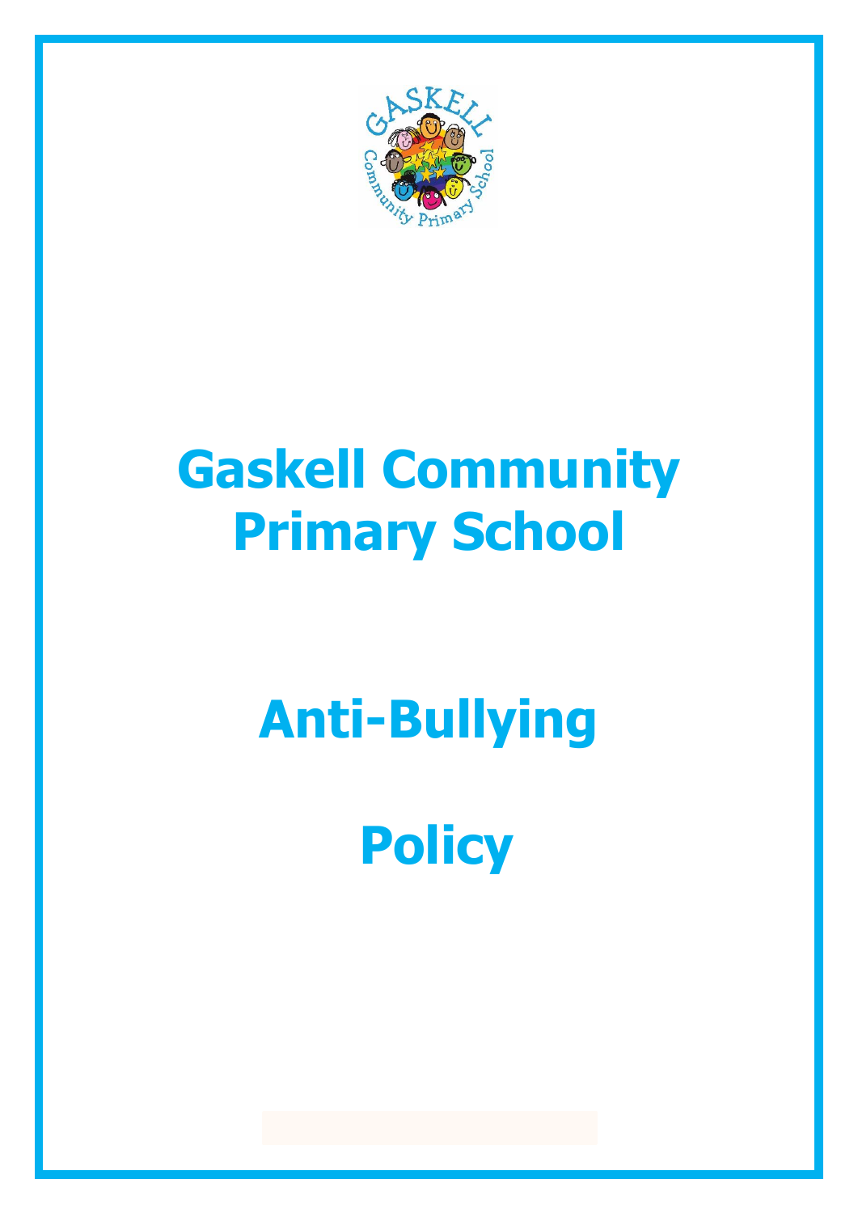# Gaskell Community Primary School

# Anti-Bullying

# Policy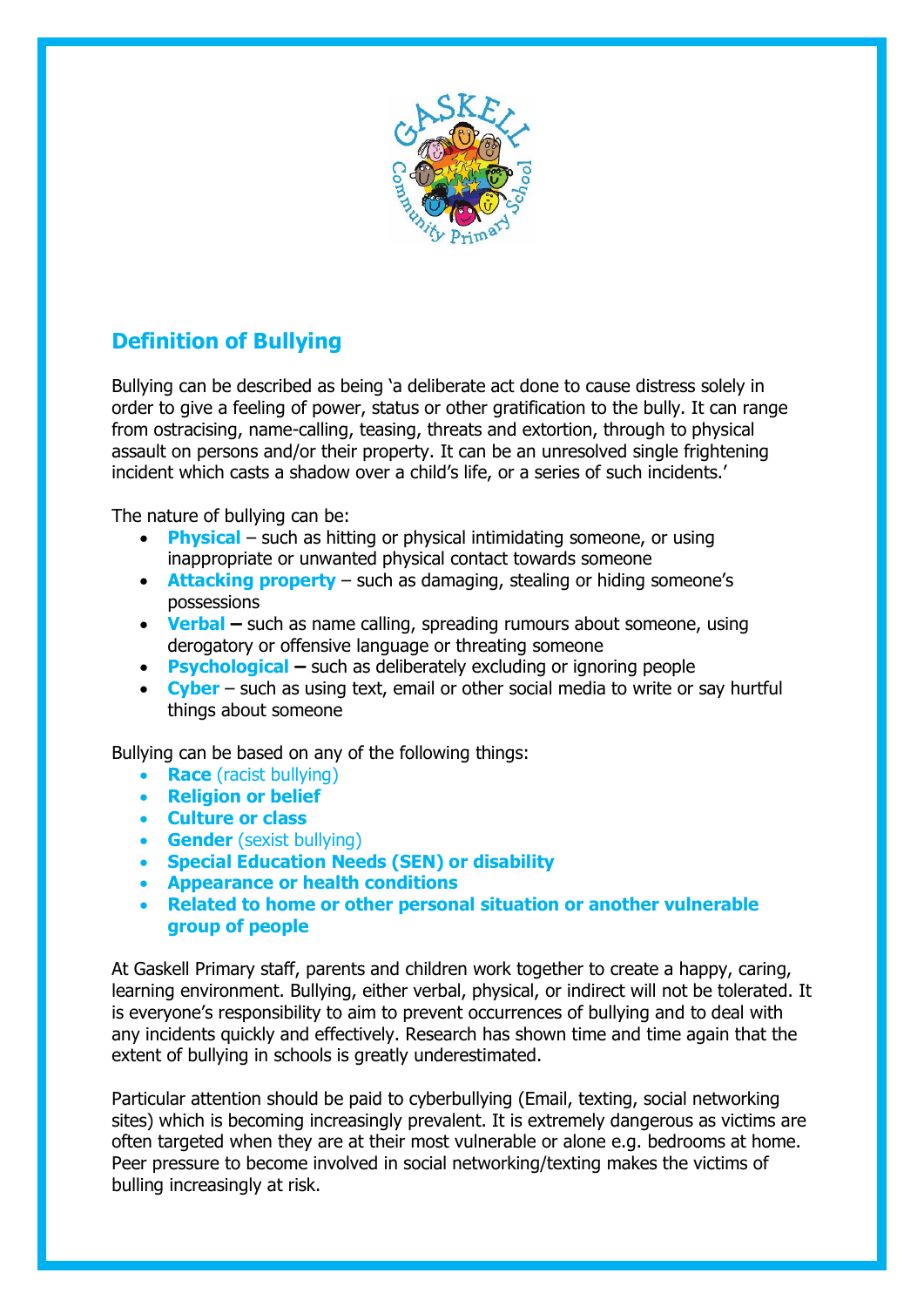## Definition of Bullying

Bullying can be described as being 'a deliberate act done to cause distress solely in order to give a feeling of power, status or other gratification to the bully. It can range from ostracising, name-calling, teasing, threats and extortion, through to physical assault on persons and/or their property. It can be an unresolved single frightening incident which casts a shadow over a child's life, or a series of such incidents.'

The nature of bullying can be:

- **Physical** – such as hitting or physical intimidating someone, or using inappropriate or unwanted physical contact towards someone
- **Attacking property** – such as damaging, stealing or hiding someone's possessions
- **Verbal –** such as name calling, spreading rumours about someone, using derogatory or offensive language or threating someone
- **Psychological –** such as deliberately excluding or ignoring people
- **Cyber** – such as using text, email or other social media to write or say hurtful things about someone

Bullying can be based on any of the following things:

- **Race** (racist bullying)
- **Religion or belief**
- **Culture or class**
- **Gender** (sexist bullying)
- **Special Education Needs (SEN) or disability**
- **Appearance or health conditions**
- **Related to home or other personal situation or another vulnerable group of people**

At Gaskell Primary staff, parents and children work together to create a happy, caring, learning environment. Bullying, either verbal, physical, or indirect will not be tolerated. It is everyone's responsibility to aim to prevent occurrences of bullying and to deal with any incidents quickly and effectively. Research has shown time and time again that the extent of bullying in schools is greatly underestimated.

Particular attention should be paid to cyberbullying (Email, texting, social networking sites) which is becoming increasingly prevalent. It is extremely dangerous as victims are often targeted when they are at their most vulnerable or alone e.g. bedrooms at home. Peer pressure to become involved in social networking/texting makes the victims of bulling increasingly at risk.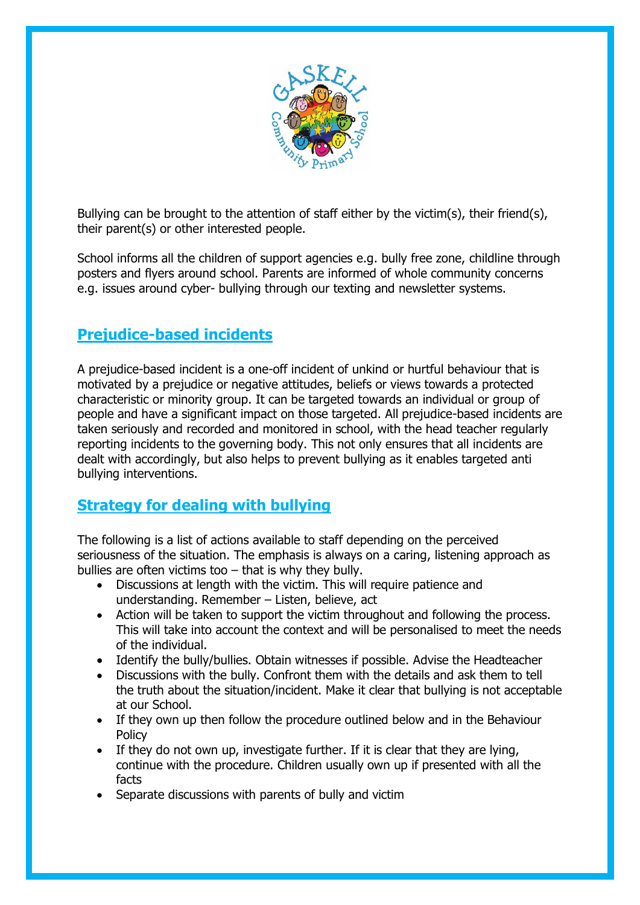Bullying can be brought to the attention of staff either by the victim(s), their friend(s), their parent(s) or other interested people.

School informs all the children of support agencies e.g. bully free zone, childline through posters and flyers around school. Parents are informed of whole community concerns e.g. issues around cyber- bullying through our texting and newsletter systems.

## Prejudice-based incidents

A prejudice-based incident is a one-off incident of unkind or hurtful behaviour that is motivated by a prejudice or negative attitudes, beliefs or views towards a protected characteristic or minority group. It can be targeted towards an individual or group of people and have a significant impact on those targeted. All prejudice-based incidents are taken seriously and recorded and monitored in school, with the head teacher regularly reporting incidents to the governing body. This not only ensures that all incidents are dealt with accordingly, but also helps to prevent bullying as it enables targeted anti bullying interventions.

## Strategy for dealing with bullying

The following is a list of actions available to staff depending on the perceived seriousness of the situation. The emphasis is always on a caring, listening approach as bullies are often victims too – that is why they bully.

- Discussions at length with the victim. This will require patience and understanding. Remember – Listen, believe, act
- Action will be taken to support the victim throughout and following the process. This will take into account the context and will be personalised to meet the needs of the individual.
- Identify the bully/bullies. Obtain witnesses if possible. Advise the Headteacher
- Discussions with the bully. Confront them with the details and ask them to tell the truth about the situation/incident. Make it clear that bullying is not acceptable at our School.
- If they own up then follow the procedure outlined below and in the Behaviour Policy
- If they do not own up, investigate further. If it is clear that they are lying, continue with the procedure. Children usually own up if presented with all the facts
- Separate discussions with parents of bully and victim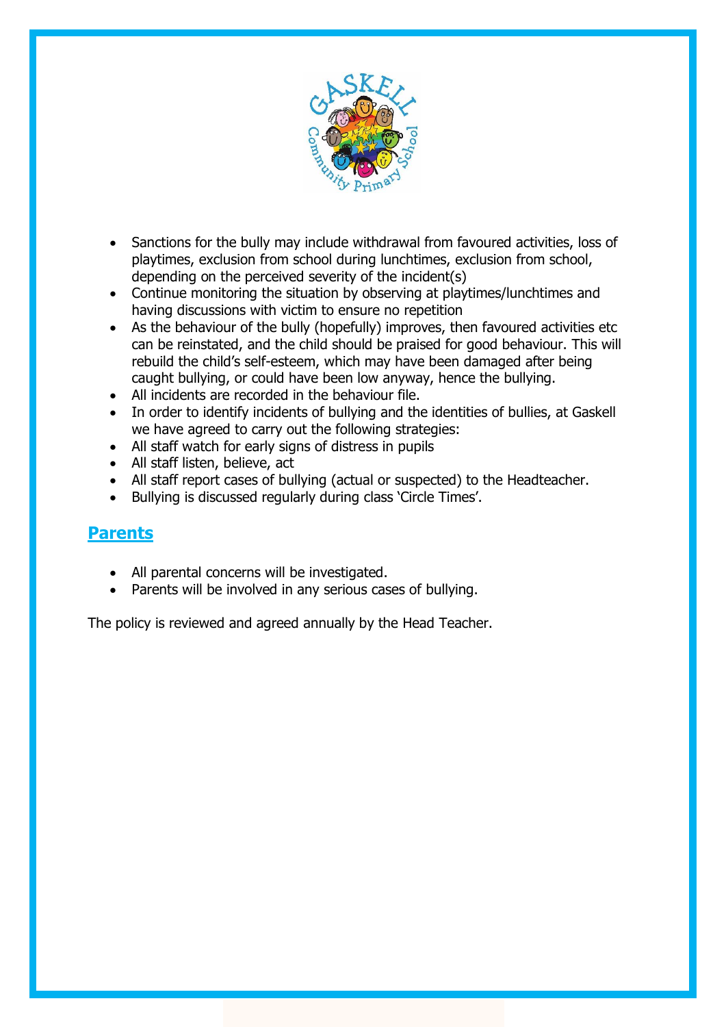- Sanctions for the bully may include withdrawal from favoured activities, loss of playtimes, exclusion from school during lunchtimes, exclusion from school, depending on the perceived severity of the incident(s)
- Continue monitoring the situation by observing at playtimes/lunchtimes and having discussions with victim to ensure no repetition
- As the behaviour of the bully (hopefully) improves, then favoured activities etc can be reinstated, and the child should be praised for good behaviour. This will rebuild the child's self-esteem, which may have been damaged after being caught bullying, or could have been low anyway, hence the bullying.
- All incidents are recorded in the behaviour file.
- In order to identify incidents of bullying and the identities of bullies, at Gaskell we have agreed to carry out the following strategies:
- All staff watch for early signs of distress in pupils
- All staff listen, believe, act
- All staff report cases of bullying (actual or suspected) to the Headteacher.
- Bullying is discussed regularly during class 'Circle Times'.

## Parents

- All parental concerns will be investigated.
- Parents will be involved in any serious cases of bullying.

The policy is reviewed and agreed annually by the Head Teacher.